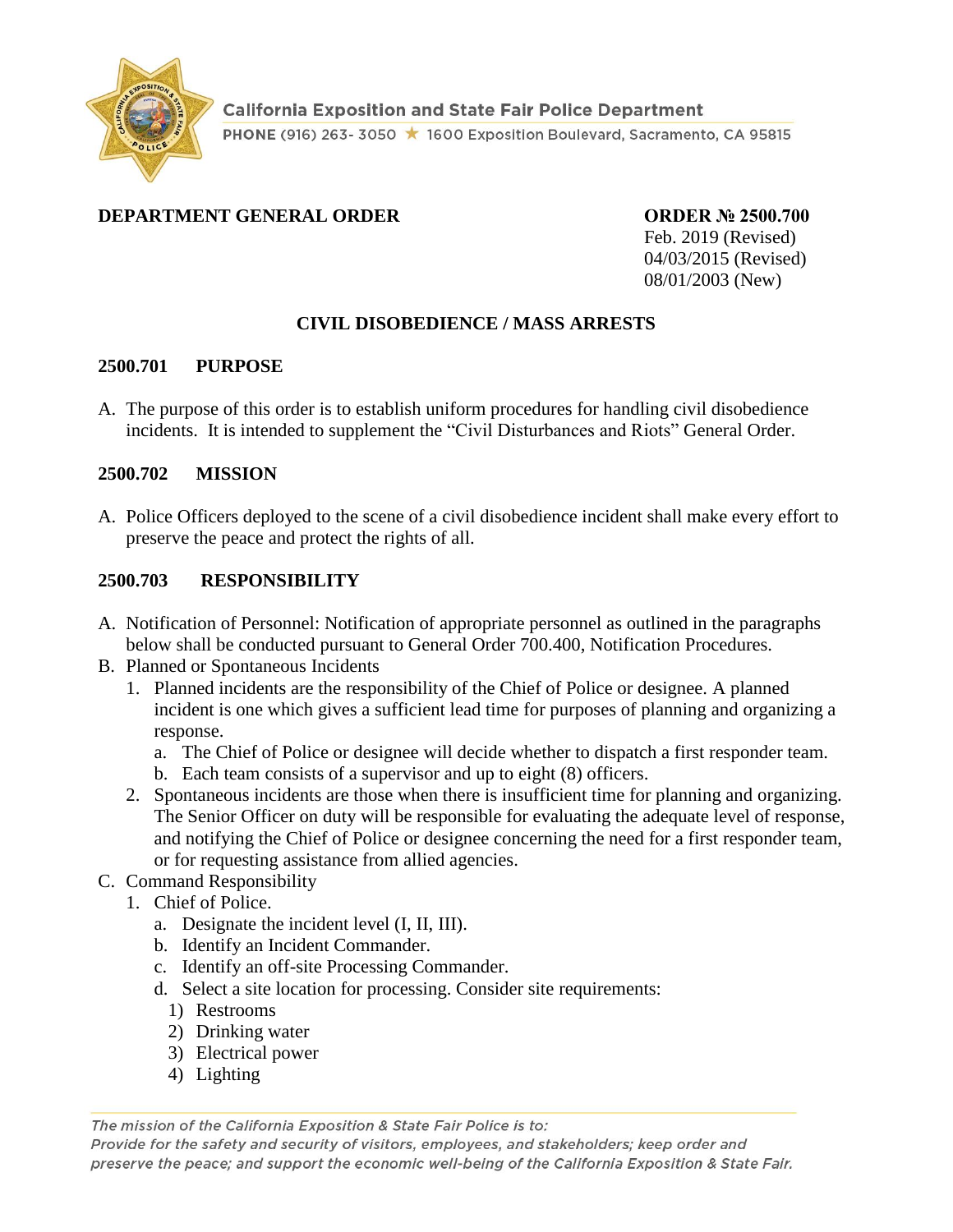California Exposition and State Fair Police Department

PHONE (916) 263- 3050 ★ 1600 Exposition Boulevard, Sacramento, CA 95815

**DEPARTMENT GENERAL ORDER**

**ORDER № 2500.700**
Feb. 2019 (Revised)
04/03/2015 (Revised)
08/01/2003 (New)

## CIVIL DISOBEDIENCE / MASS ARRESTS

### 2500.701 PURPOSE

A. The purpose of this order is to establish uniform procedures for handling civil disobedience incidents. It is intended to supplement the “Civil Disturbances and Riots” General Order.

### 2500.702 MISSION

A. Police Officers deployed to the scene of a civil disobedience incident shall make every effort to preserve the peace and protect the rights of all.

### 2500.703 RESPONSIBILITY

A. Notification of Personnel: Notification of appropriate personnel as outlined in the paragraphs below shall be conducted pursuant to General Order 700.400, Notification Procedures.

B. Planned or Spontaneous Incidents
   1. Planned incidents are the responsibility of the Chief of Police or designee. A planned incident is one which gives a sufficient lead time for purposes of planning and organizing a response.
      a. The Chief of Police or designee will decide whether to dispatch a first responder team.
      b. Each team consists of a supervisor and up to eight (8) officers.
   2. Spontaneous incidents are those when there is insufficient time for planning and organizing. The Senior Officer on duty will be responsible for evaluating the adequate level of response, and notifying the Chief of Police or designee concerning the need for a first responder team, or for requesting assistance from allied agencies.

C. Command Responsibility
   1. Chief of Police.
      a. Designate the incident level (I, II, III).
      b. Identify an Incident Commander.
      c. Identify an off-site Processing Commander.
      d. Select a site location for processing. Consider site requirements:
         1) Restrooms
         2) Drinking water
         3) Electrical power
         4) Lighting

*The mission of the California Exposition & State Fair Police is to:*
*Provide for the safety and security of visitors, employees, and stakeholders; keep order and preserve the peace; and support the economic well-being of the California Exposition & State Fair.*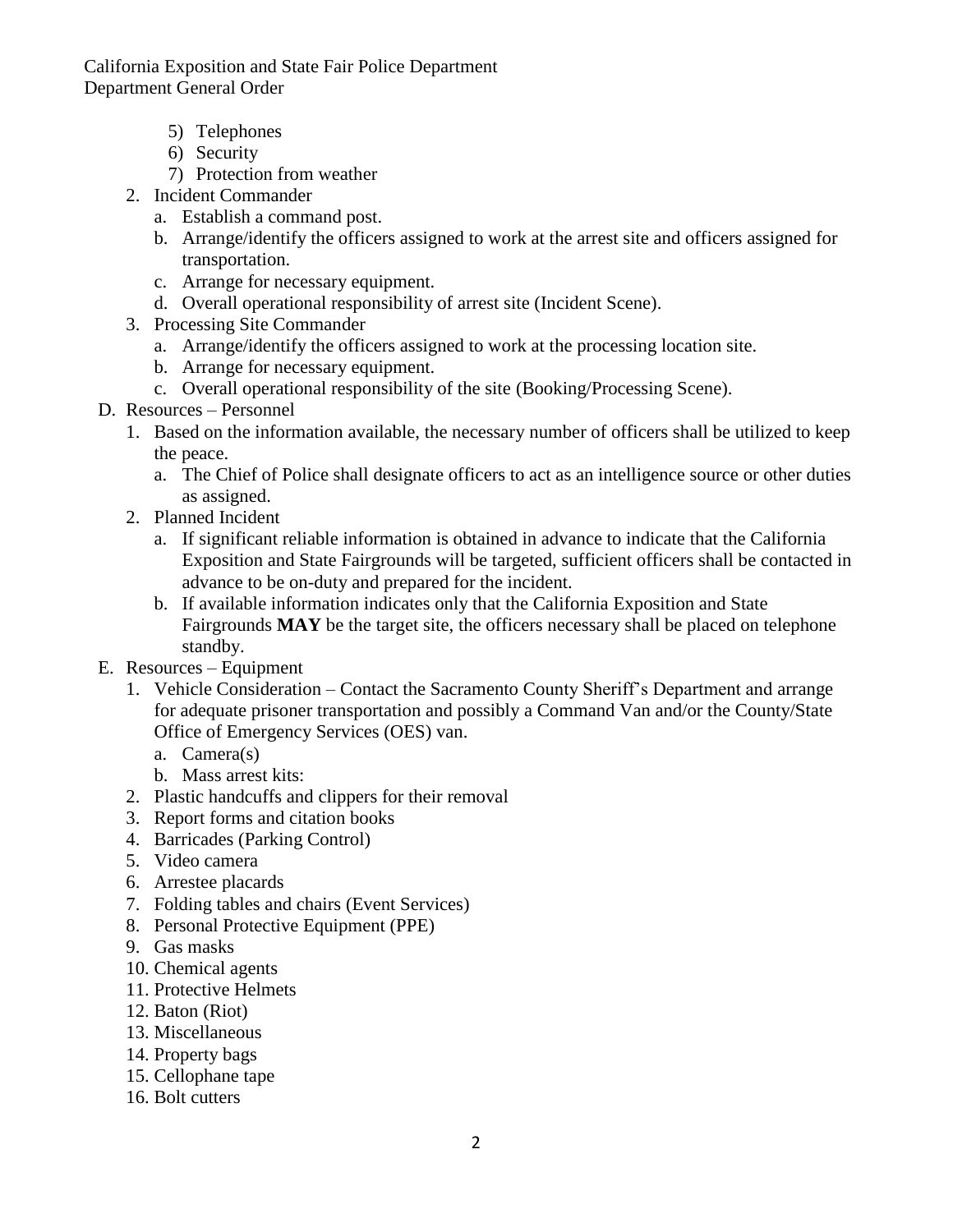5) Telephones
6) Security
7) Protection from weather

2. Incident Commander
   a. Establish a command post.
   b. Arrange/identify the officers assigned to work at the arrest site and officers assigned for transportation.
   c. Arrange for necessary equipment.
   d. Overall operational responsibility of arrest site (Incident Scene).
3. Processing Site Commander
   a. Arrange/identify the officers assigned to work at the processing location site.
   b. Arrange for necessary equipment.
   c. Overall operational responsibility of the site (Booking/Processing Scene).

D. Resources – Personnel
1. Based on the information available, the necessary number of officers shall be utilized to keep the peace.
   a. The Chief of Police shall designate officers to act as an intelligence source or other duties as assigned.
2. Planned Incident
   a. If significant reliable information is obtained in advance to indicate that the California Exposition and State Fairgrounds will be targeted, sufficient officers shall be contacted in advance to be on-duty and prepared for the incident.
   b. If available information indicates only that the California Exposition and State Fairgrounds **MAY** be the target site, the officers necessary shall be placed on telephone standby.

E. Resources – Equipment
1. Vehicle Consideration – Contact the Sacramento County Sheriff's Department and arrange for adequate prisoner transportation and possibly a Command Van and/or the County/State Office of Emergency Services (OES) van.
   a. Camera(s)
   b. Mass arrest kits:
2. Plastic handcuffs and clippers for their removal
3. Report forms and citation books
4. Barricades (Parking Control)
5. Video camera
6. Arrestee placards
7. Folding tables and chairs (Event Services)
8. Personal Protective Equipment (PPE)
9. Gas masks
10. Chemical agents
11. Protective Helmets
12. Baton (Riot)
13. Miscellaneous
14. Property bags
15. Cellophane tape
16. Bolt cutters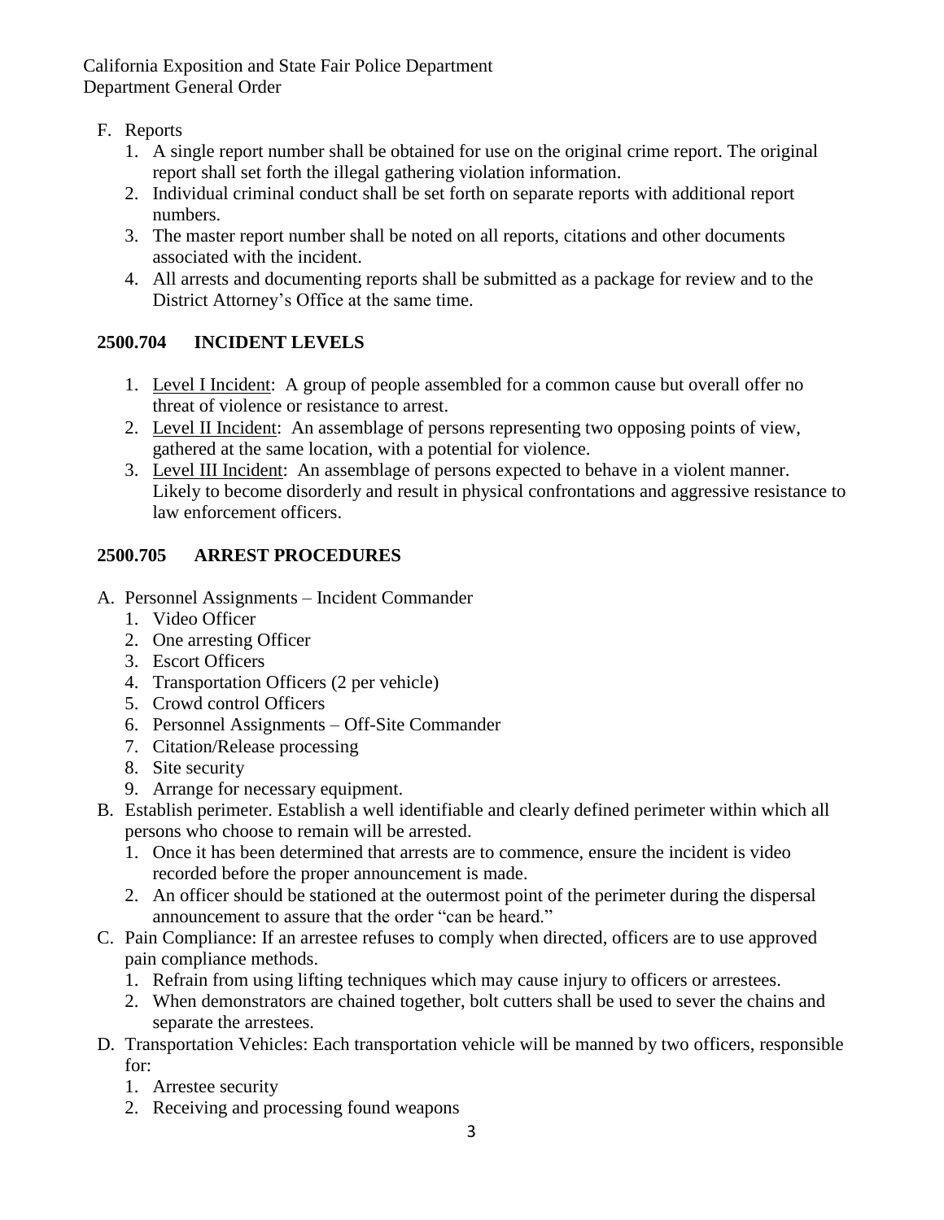F. Reports
   1. A single report number shall be obtained for use on the original crime report. The original report shall set forth the illegal gathering violation information.
   2. Individual criminal conduct shall be set forth on separate reports with additional report numbers.
   3. The master report number shall be noted on all reports, citations and other documents associated with the incident.
   4. All arrests and documenting reports shall be submitted as a package for review and to the District Attorney's Office at the same time.

## 2500.704 INCIDENT LEVELS

1. Level I Incident: A group of people assembled for a common cause but overall offer no threat of violence or resistance to arrest.
2. Level II Incident: An assemblage of persons representing two opposing points of view, gathered at the same location, with a potential for violence.
3. Level III Incident: An assemblage of persons expected to behave in a violent manner. Likely to become disorderly and result in physical confrontations and aggressive resistance to law enforcement officers.

## 2500.705 ARREST PROCEDURES

A. Personnel Assignments – Incident Commander
   1. Video Officer
   2. One arresting Officer
   3. Escort Officers
   4. Transportation Officers (2 per vehicle)
   5. Crowd control Officers
   6. Personnel Assignments – Off-Site Commander
   7. Citation/Release processing
   8. Site security
   9. Arrange for necessary equipment.

B. Establish perimeter. Establish a well identifiable and clearly defined perimeter within which all persons who choose to remain will be arrested.
   1. Once it has been determined that arrests are to commence, ensure the incident is video recorded before the proper announcement is made.
   2. An officer should be stationed at the outermost point of the perimeter during the dispersal announcement to assure that the order "can be heard."

C. Pain Compliance: If an arrestee refuses to comply when directed, officers are to use approved pain compliance methods.
   1. Refrain from using lifting techniques which may cause injury to officers or arrestees.
   2. When demonstrators are chained together, bolt cutters shall be used to sever the chains and separate the arrestees.

D. Transportation Vehicles: Each transportation vehicle will be manned by two officers, responsible for:
   1. Arrestee security
   2. Receiving and processing found weapons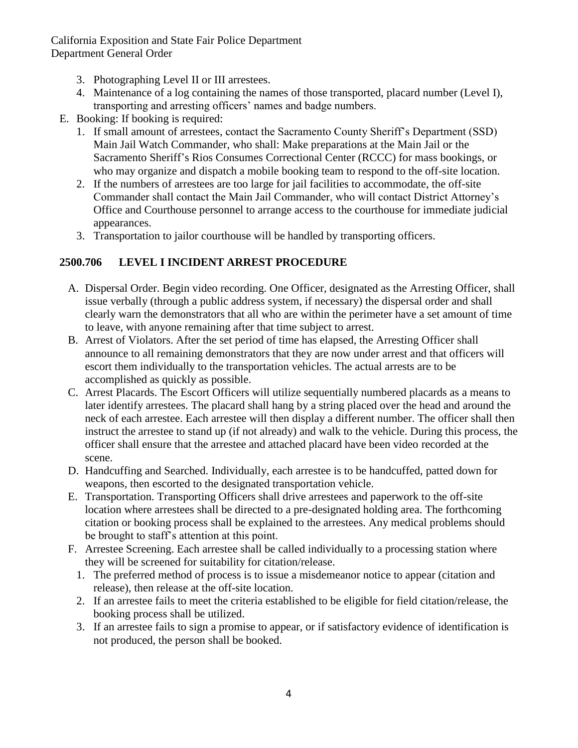3. Photographing Level II or III arrestees.
4. Maintenance of a log containing the names of those transported, placard number (Level I), transporting and arresting officers' names and badge numbers.

E. Booking: If booking is required:
   1. If small amount of arrestees, contact the Sacramento County Sheriff's Department (SSD) Main Jail Watch Commander, who shall: Make preparations at the Main Jail or the Sacramento Sheriff's Rios Consumes Correctional Center (RCCC) for mass bookings, or who may organize and dispatch a mobile booking team to respond to the off-site location.
   2. If the numbers of arrestees are too large for jail facilities to accommodate, the off-site Commander shall contact the Main Jail Commander, who will contact District Attorney's Office and Courthouse personnel to arrange access to the courthouse for immediate judicial appearances.
   3. Transportation to jailor courthouse will be handled by transporting officers.

## 2500.706 LEVEL I INCIDENT ARREST PROCEDURE

A. Dispersal Order. Begin video recording. One Officer, designated as the Arresting Officer, shall issue verbally (through a public address system, if necessary) the dispersal order and shall clearly warn the demonstrators that all who are within the perimeter have a set amount of time to leave, with anyone remaining after that time subject to arrest.

B. Arrest of Violators. After the set period of time has elapsed, the Arresting Officer shall announce to all remaining demonstrators that they are now under arrest and that officers will escort them individually to the transportation vehicles. The actual arrests are to be accomplished as quickly as possible.

C. Arrest Placards. The Escort Officers will utilize sequentially numbered placards as a means to later identify arrestees. The placard shall hang by a string placed over the head and around the neck of each arrestee. Each arrestee will then display a different number. The officer shall then instruct the arrestee to stand up (if not already) and walk to the vehicle. During this process, the officer shall ensure that the arrestee and attached placard have been video recorded at the scene.

D. Handcuffing and Searched. Individually, each arrestee is to be handcuffed, patted down for weapons, then escorted to the designated transportation vehicle.

E. Transportation. Transporting Officers shall drive arrestees and paperwork to the off-site location where arrestees shall be directed to a pre-designated holding area. The forthcoming citation or booking process shall be explained to the arrestees. Any medical problems should be brought to staff's attention at this point.

F. Arrestee Screening. Each arrestee shall be called individually to a processing station where they will be screened for suitability for citation/release.
   1. The preferred method of process is to issue a misdemeanor notice to appear (citation and release), then release at the off-site location.
   2. If an arrestee fails to meet the criteria established to be eligible for field citation/release, the booking process shall be utilized.
   3. If an arrestee fails to sign a promise to appear, or if satisfactory evidence of identification is not produced, the person shall be booked.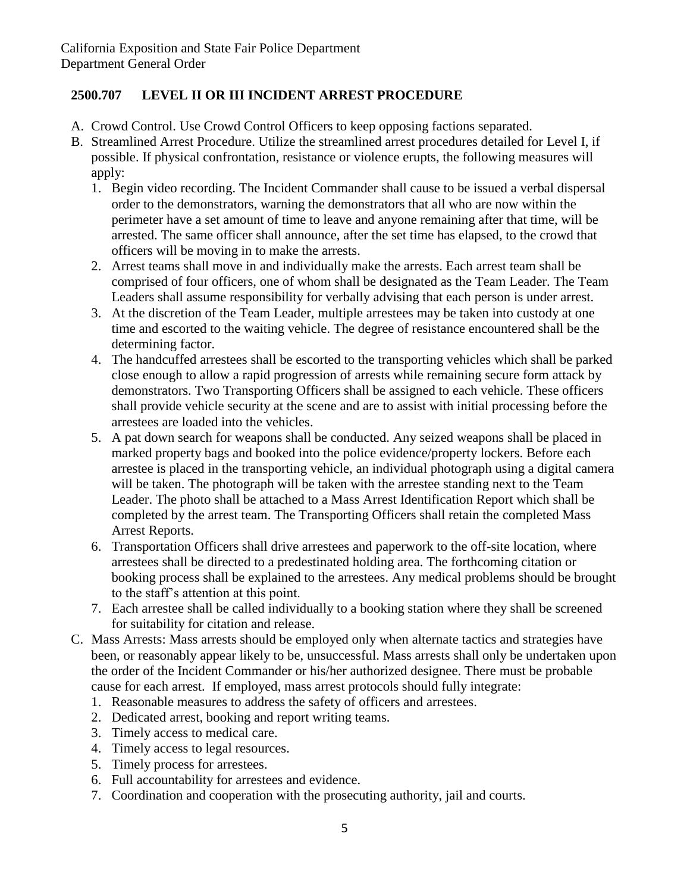California Exposition and State Fair Police Department
Department General Order

## 2500.707 LEVEL II OR III INCIDENT ARREST PROCEDURE

A. Crowd Control. Use Crowd Control Officers to keep opposing factions separated.
B. Streamlined Arrest Procedure. Utilize the streamlined arrest procedures detailed for Level I, if possible. If physical confrontation, resistance or violence erupts, the following measures will apply:
   1. Begin video recording. The Incident Commander shall cause to be issued a verbal dispersal order to the demonstrators, warning the demonstrators that all who are now within the perimeter have a set amount of time to leave and anyone remaining after that time, will be arrested. The same officer shall announce, after the set time has elapsed, to the crowd that officers will be moving in to make the arrests.
   2. Arrest teams shall move in and individually make the arrests. Each arrest team shall be comprised of four officers, one of whom shall be designated as the Team Leader. The Team Leaders shall assume responsibility for verbally advising that each person is under arrest.
   3. At the discretion of the Team Leader, multiple arrestees may be taken into custody at one time and escorted to the waiting vehicle. The degree of resistance encountered shall be the determining factor.
   4. The handcuffed arrestees shall be escorted to the transporting vehicles which shall be parked close enough to allow a rapid progression of arrests while remaining secure form attack by demonstrators. Two Transporting Officers shall be assigned to each vehicle. These officers shall provide vehicle security at the scene and are to assist with initial processing before the arrestees are loaded into the vehicles.
   5. A pat down search for weapons shall be conducted. Any seized weapons shall be placed in marked property bags and booked into the police evidence/property lockers. Before each arrestee is placed in the transporting vehicle, an individual photograph using a digital camera will be taken. The photograph will be taken with the arrestee standing next to the Team Leader. The photo shall be attached to a Mass Arrest Identification Report which shall be completed by the arrest team. The Transporting Officers shall retain the completed Mass Arrest Reports.
   6. Transportation Officers shall drive arrestees and paperwork to the off-site location, where arrestees shall be directed to a predestinated holding area. The forthcoming citation or booking process shall be explained to the arrestees. Any medical problems should be brought to the staff's attention at this point.
   7. Each arrestee shall be called individually to a booking station where they shall be screened for suitability for citation and release.
C. Mass Arrests: Mass arrests should be employed only when alternate tactics and strategies have been, or reasonably appear likely to be, unsuccessful. Mass arrests shall only be undertaken upon the order of the Incident Commander or his/her authorized designee. There must be probable cause for each arrest. If employed, mass arrest protocols should fully integrate:
   1. Reasonable measures to address the safety of officers and arrestees.
   2. Dedicated arrest, booking and report writing teams.
   3. Timely access to medical care.
   4. Timely access to legal resources.
   5. Timely process for arrestees.
   6. Full accountability for arrestees and evidence.
   7. Coordination and cooperation with the prosecuting authority, jail and courts.